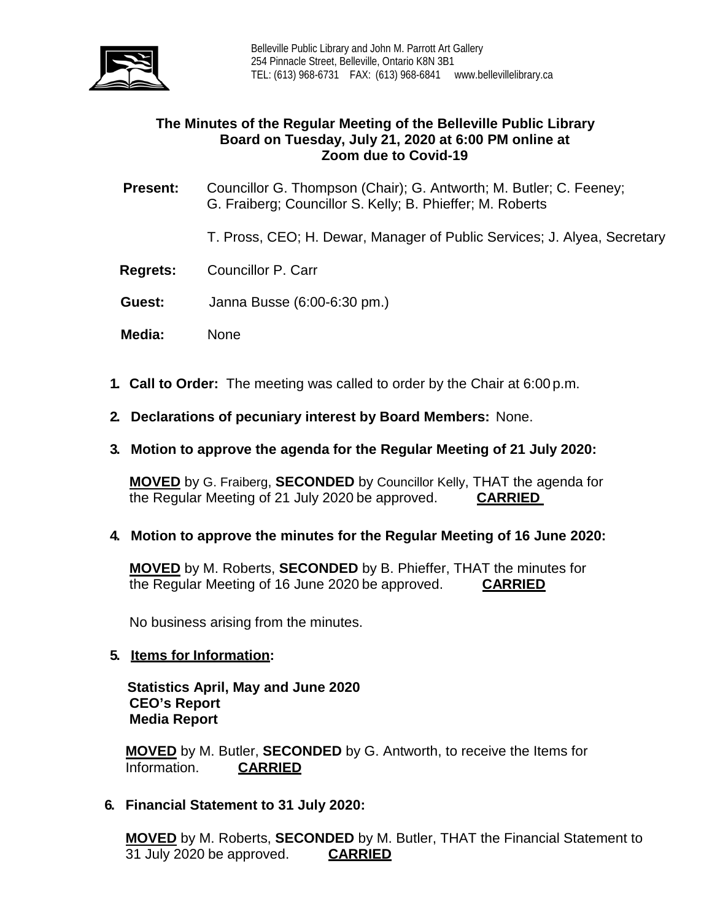Belleville Public Library and John M. Parrott Art Gallery
254 Pinnacle Street, Belleville, Ontario K8N 3B1
TEL: (613) 968-6731 FAX: (613) 968-6841 www.bellevillelibrary.ca

## The Minutes of the Regular Meeting of the Belleville Public Library Board on Tuesday, July 21, 2020 at 6:00 PM online at Zoom due to Covid-19

**Present:** Councillor G. Thompson (Chair); G. Antworth; M. Butler; C. Feeney; G. Fraiberg; Councillor S. Kelly; B. Phieffer; M. Roberts

T. Pross, CEO; H. Dewar, Manager of Public Services; J. Alyea, Secretary

**Regrets:** Councillor P. Carr

**Guest:** Janna Busse (6:00-6:30 pm.)

**Media:** None

1. **Call to Order:** The meeting was called to order by the Chair at 6:00 p.m.

2. **Declarations of pecuniary interest by Board Members:** None.

3. **Motion to approve the agenda for the Regular Meeting of 21 July 2020:**

   **MOVED** by G. Fraiberg, **SECONDED** by Councillor Kelly, THAT the agenda for the Regular Meeting of 21 July 2020 be approved. **CARRIED**

4. **Motion to approve the minutes for the Regular Meeting of 16 June 2020:**

   **MOVED** by M. Roberts, **SECONDED** by B. Phieffer, THAT the minutes for the Regular Meeting of 16 June 2020 be approved. **CARRIED**

   No business arising from the minutes.

5. **Items for Information:**

   **Statistics April, May and June 2020**
   **CEO's Report**
   **Media Report**

   **MOVED** by M. Butler, **SECONDED** by G. Antworth, to receive the Items for Information. **CARRIED**

6. **Financial Statement to 31 July 2020:**

   **MOVED** by M. Roberts, **SECONDED** by M. Butler, THAT the Financial Statement to 31 July 2020 be approved. **CARRIED**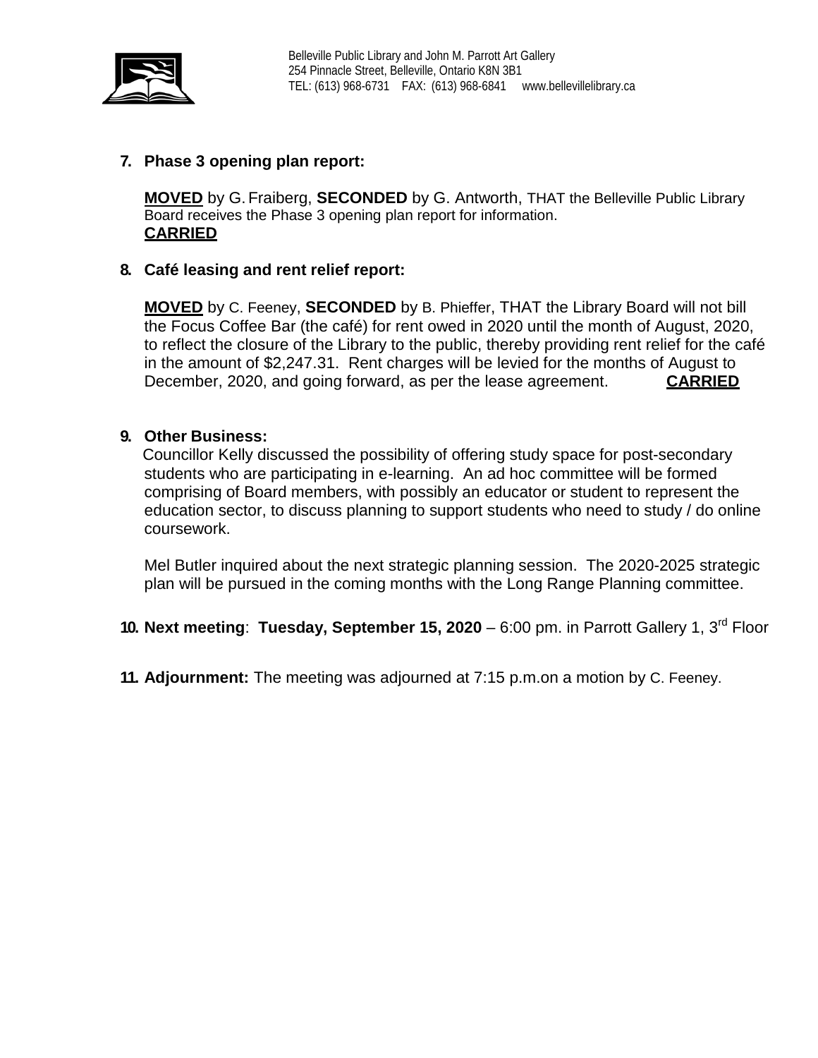Belleville Public Library and John M. Parrott Art Gallery
254 Pinnacle Street, Belleville, Ontario K8N 3B1
TEL: (613) 968-6731 FAX: (613) 968-6841 www.bellevillelibrary.ca

**7. Phase 3 opening plan report:**

**MOVED** by G. Fraiberg, **SECONDED** by G. Antworth, THAT the Belleville Public Library Board receives the Phase 3 opening plan report for information.
**CARRIED**

**8. Café leasing and rent relief report:**

**MOVED** by C. Feeney, **SECONDED** by B. Phieffer, THAT the Library Board will not bill the Focus Coffee Bar (the café) for rent owed in 2020 until the month of August, 2020, to reflect the closure of the Library to the public, thereby providing rent relief for the café in the amount of $2,247.31. Rent charges will be levied for the months of August to December, 2020, and going forward, as per the lease agreement. **CARRIED**

**9. Other Business:**

Councillor Kelly discussed the possibility of offering study space for post-secondary students who are participating in e-learning. An ad hoc committee will be formed comprising of Board members, with possibly an educator or student to represent the education sector, to discuss planning to support students who need to study / do online coursework.

Mel Butler inquired about the next strategic planning session. The 2020-2025 strategic plan will be pursued in the coming months with the Long Range Planning committee.

**10. Next meeting**: **Tuesday, September 15, 2020** – 6:00 pm. in Parrott Gallery 1, 3rd Floor

**11. Adjournment:** The meeting was adjourned at 7:15 p.m.on a motion by C. Feeney.